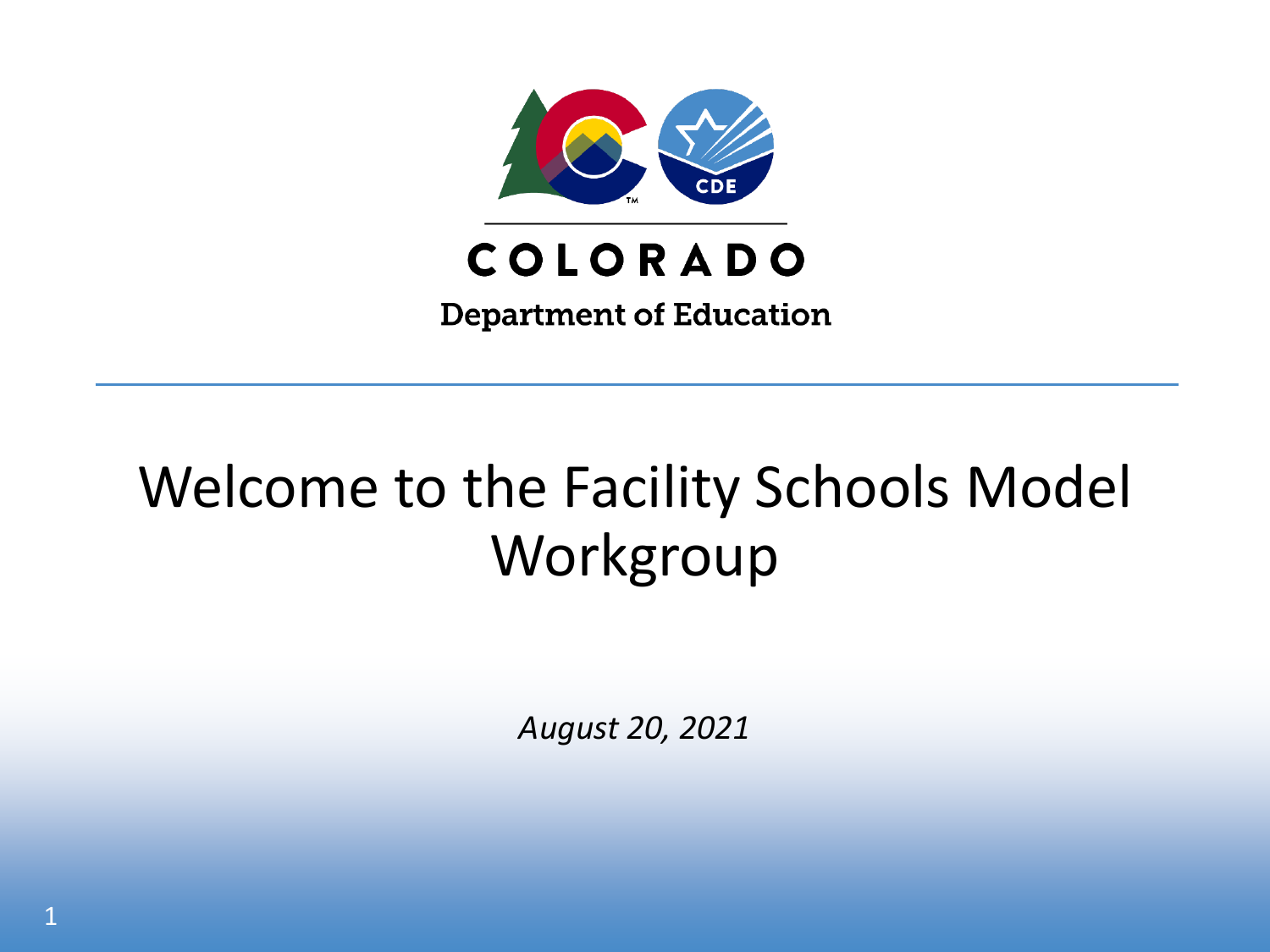COLORADO

Department of Education

# Welcome to the Facility Schools Model Workgroup

*August 20, 2021*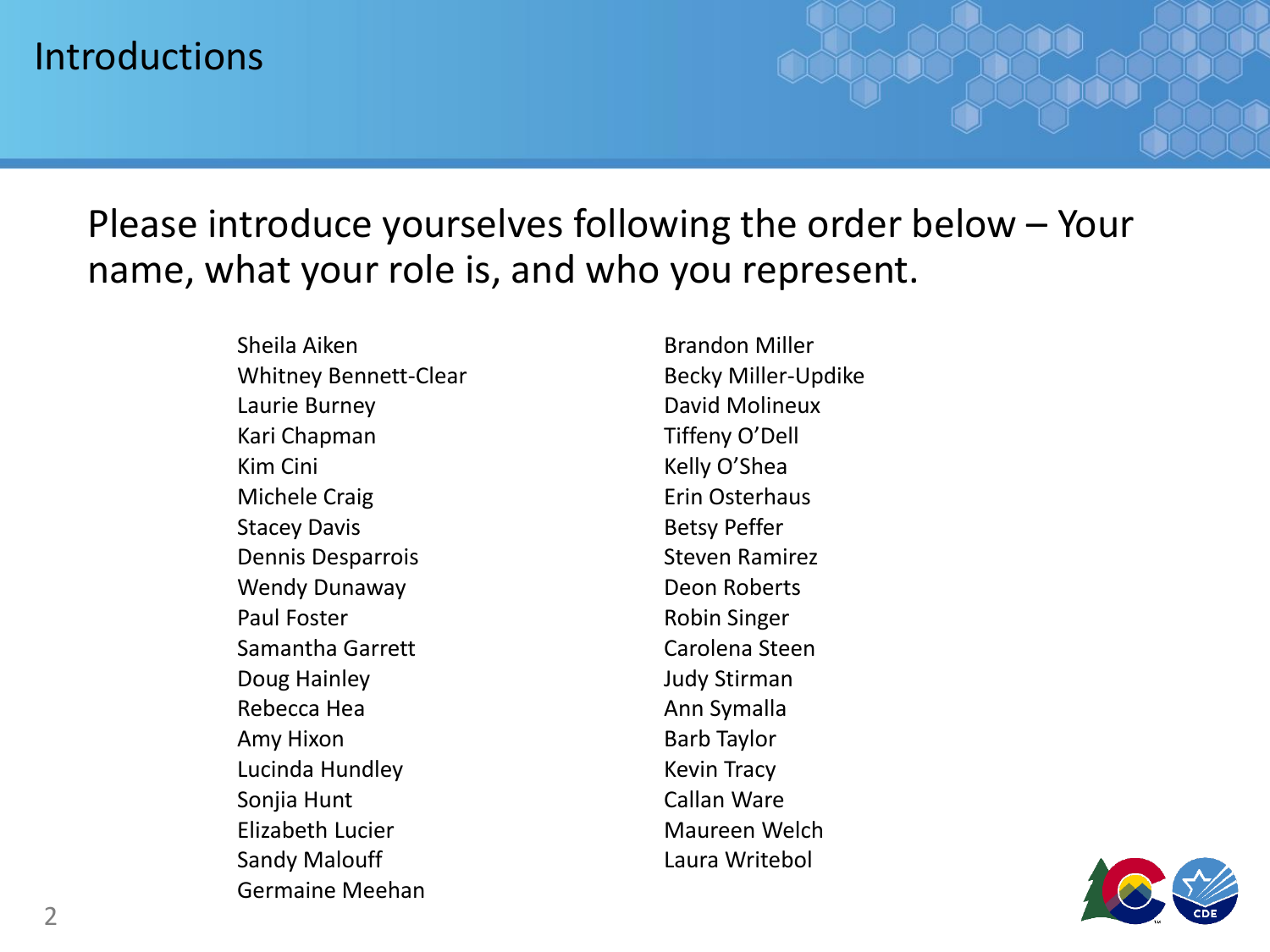# Introductions

Please introduce yourselves following the order below – Your name, what your role is, and who you represent.

Sheila Aiken
Whitney Bennett-Clear
Laurie Burney
Kari Chapman
Kim Cini
Michele Craig
Stacey Davis
Dennis Desparrois
Wendy Dunaway
Paul Foster
Samantha Garrett
Doug Hainley
Rebecca Hea
Amy Hixon
Lucinda Hundley
Sonjia Hunt
Elizabeth Lucier
Sandy Malouff
Germaine Meehan
Brandon Miller
Becky Miller-Updike
David Molineux
Tiffeny O'Dell
Kelly O'Shea
Erin Osterhaus
Betsy Peffer
Steven Ramirez
Deon Roberts
Robin Singer
Carolena Steen
Judy Stirman
Ann Symalla
Barb Taylor
Kevin Tracy
Callan Ware
Maureen Welch
Laura Writebol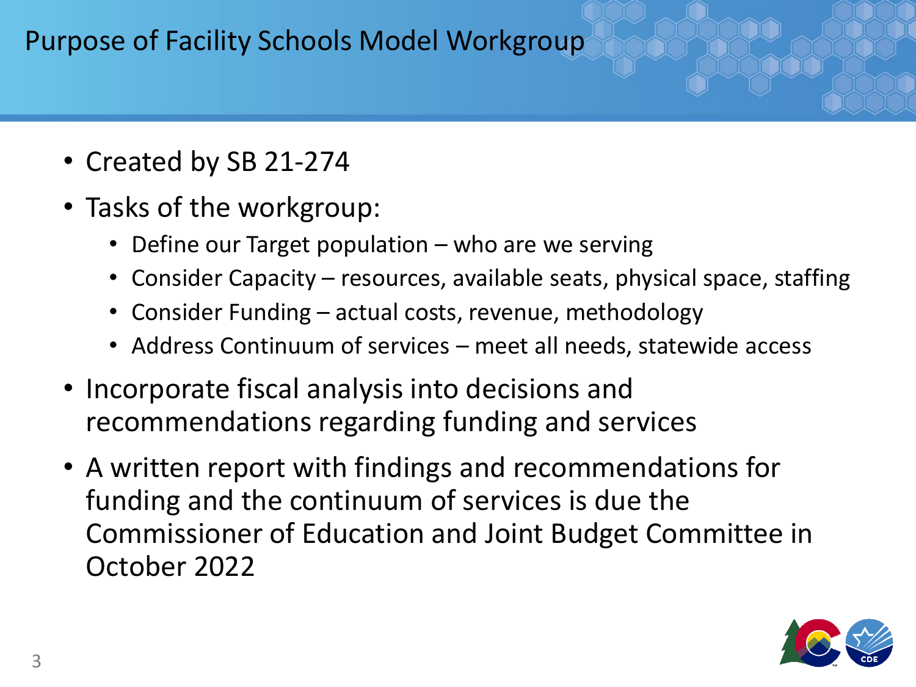# Purpose of Facility Schools Model Workgroup

- Created by SB 21-274
- Tasks of the workgroup:
  - Define our Target population – who are we serving
  - Consider Capacity – resources, available seats, physical space, staffing
  - Consider Funding – actual costs, revenue, methodology
  - Address Continuum of services – meet all needs, statewide access
- Incorporate fiscal analysis into decisions and recommendations regarding funding and services
- A written report with findings and recommendations for funding and the continuum of services is due the Commissioner of Education and Joint Budget Committee in October 2022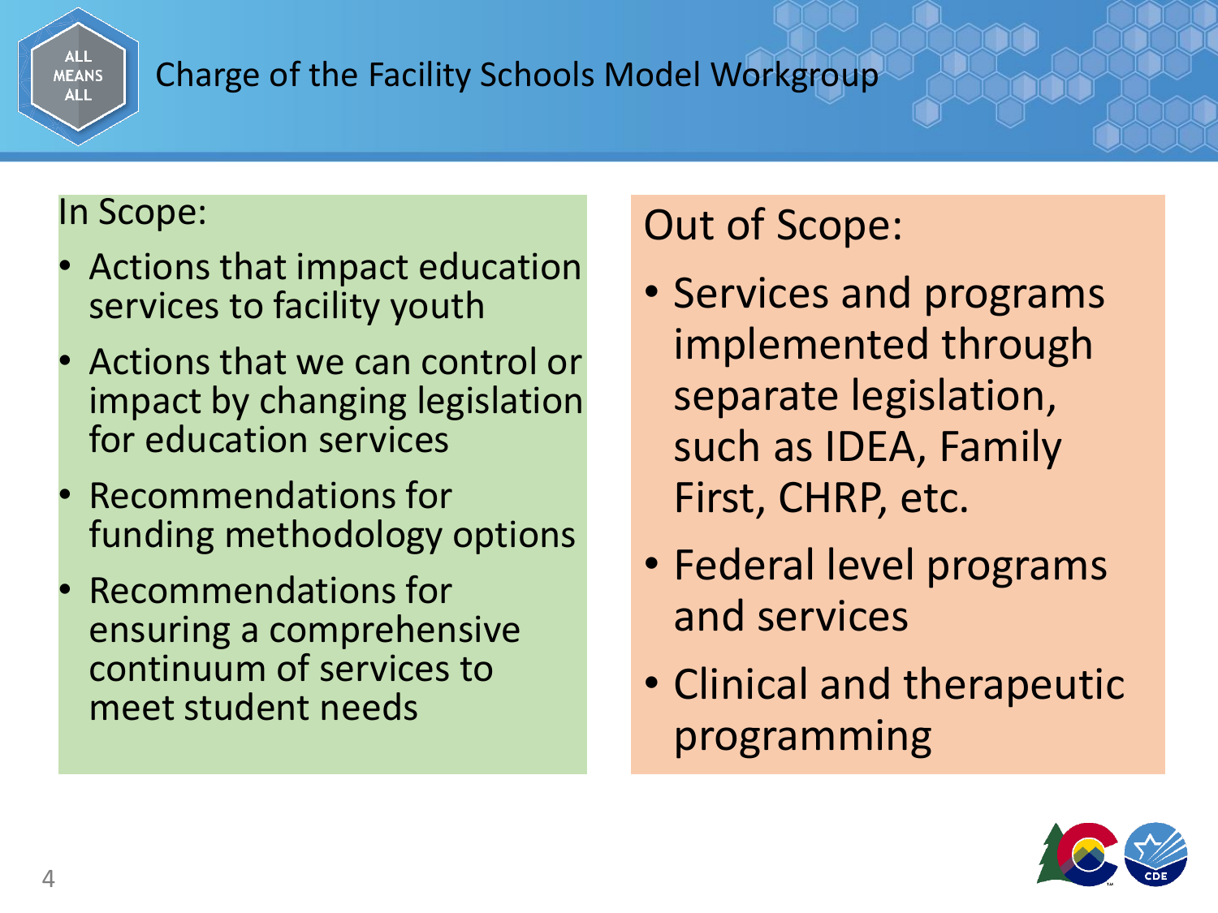# Charge of the Facility Schools Model Workgroup

## In Scope:

- Actions that impact education services to facility youth
- Actions that we can control or impact by changing legislation for education services
- Recommendations for funding methodology options
- Recommendations for ensuring a comprehensive continuum of services to meet student needs

## Out of Scope:

- Services and programs implemented through separate legislation, such as IDEA, Family First, CHRP, etc.
- Federal level programs and services
- Clinical and therapeutic programming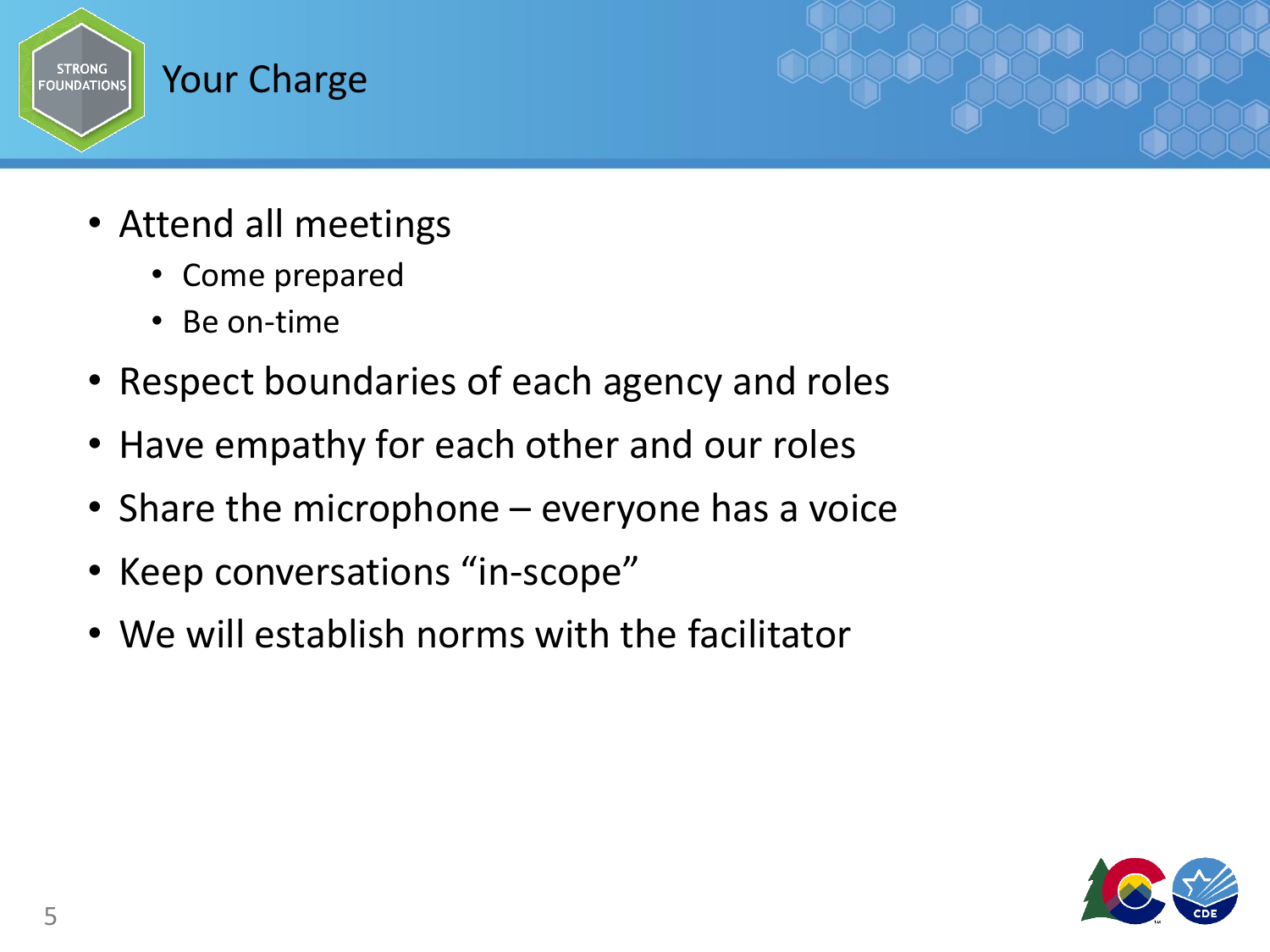# Your Charge

- Attend all meetings
  - Come prepared
  - Be on-time
- Respect boundaries of each agency and roles
- Have empathy for each other and our roles
- Share the microphone – everyone has a voice
- Keep conversations “in-scope”
- We will establish norms with the facilitator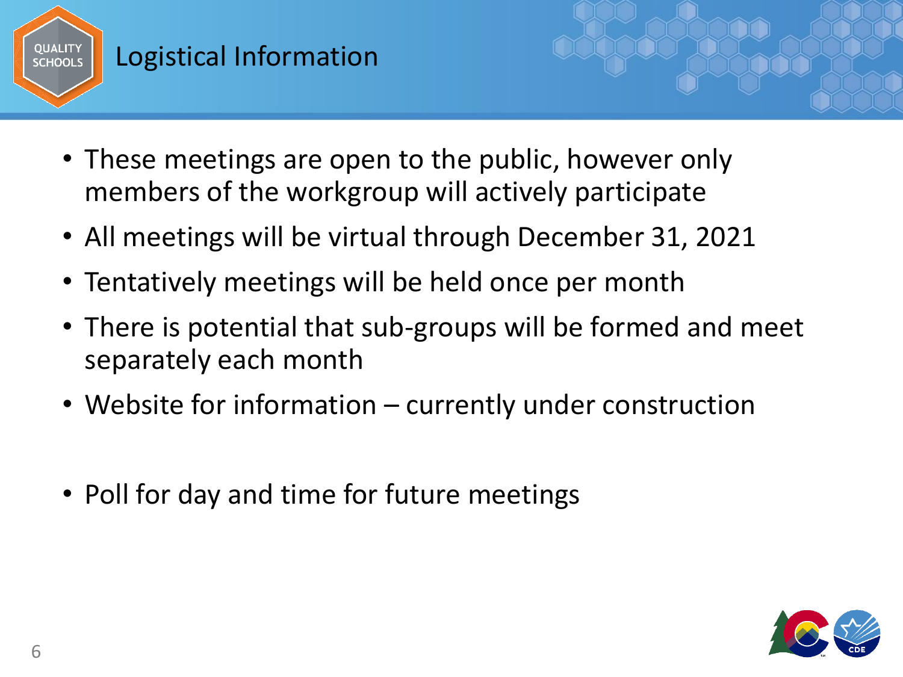# Logistical Information

- These meetings are open to the public, however only members of the workgroup will actively participate
- All meetings will be virtual through December 31, 2021
- Tentatively meetings will be held once per month
- There is potential that sub-groups will be formed and meet separately each month
- Website for information – currently under construction

- Poll for day and time for future meetings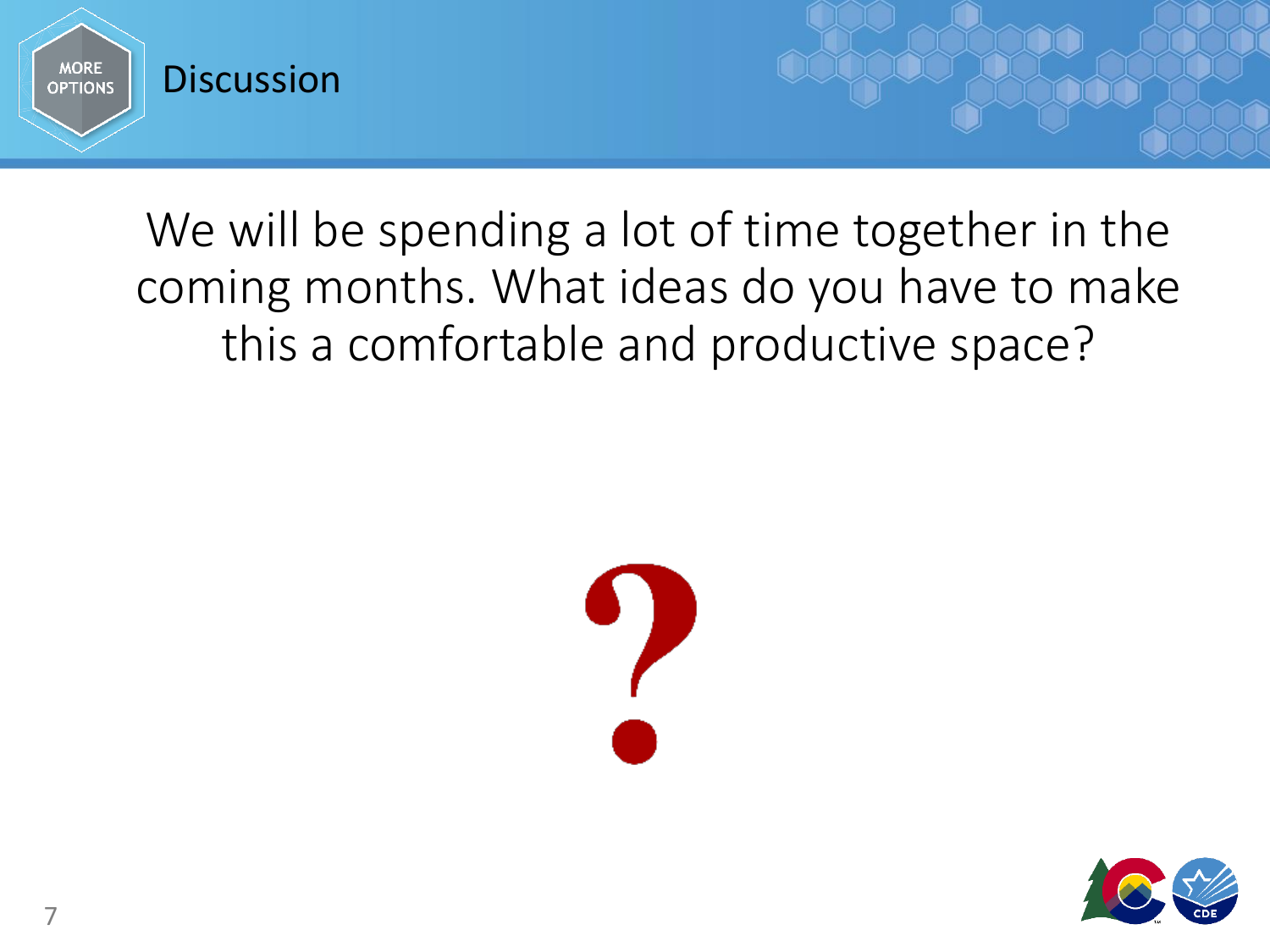MORE OPTIONS

# Discussion

We will be spending a lot of time together in the coming months. What ideas do you have to make this a comfortable and productive space?

?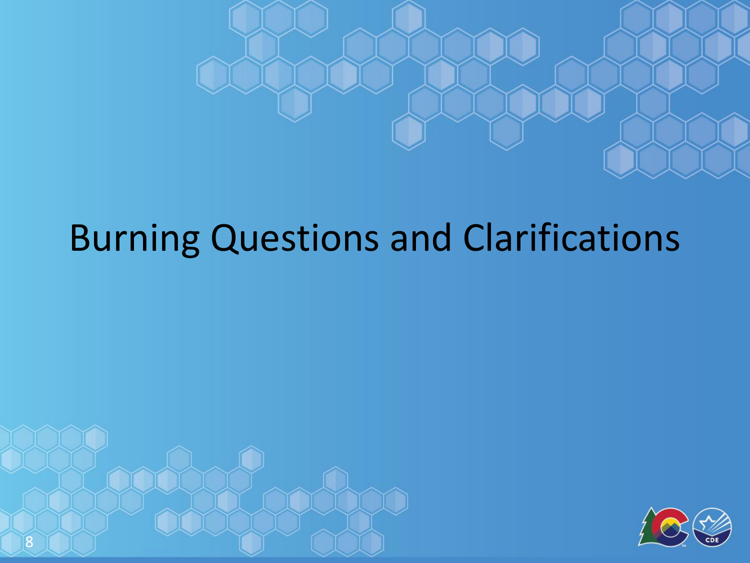# Burning Questions and Clarifications